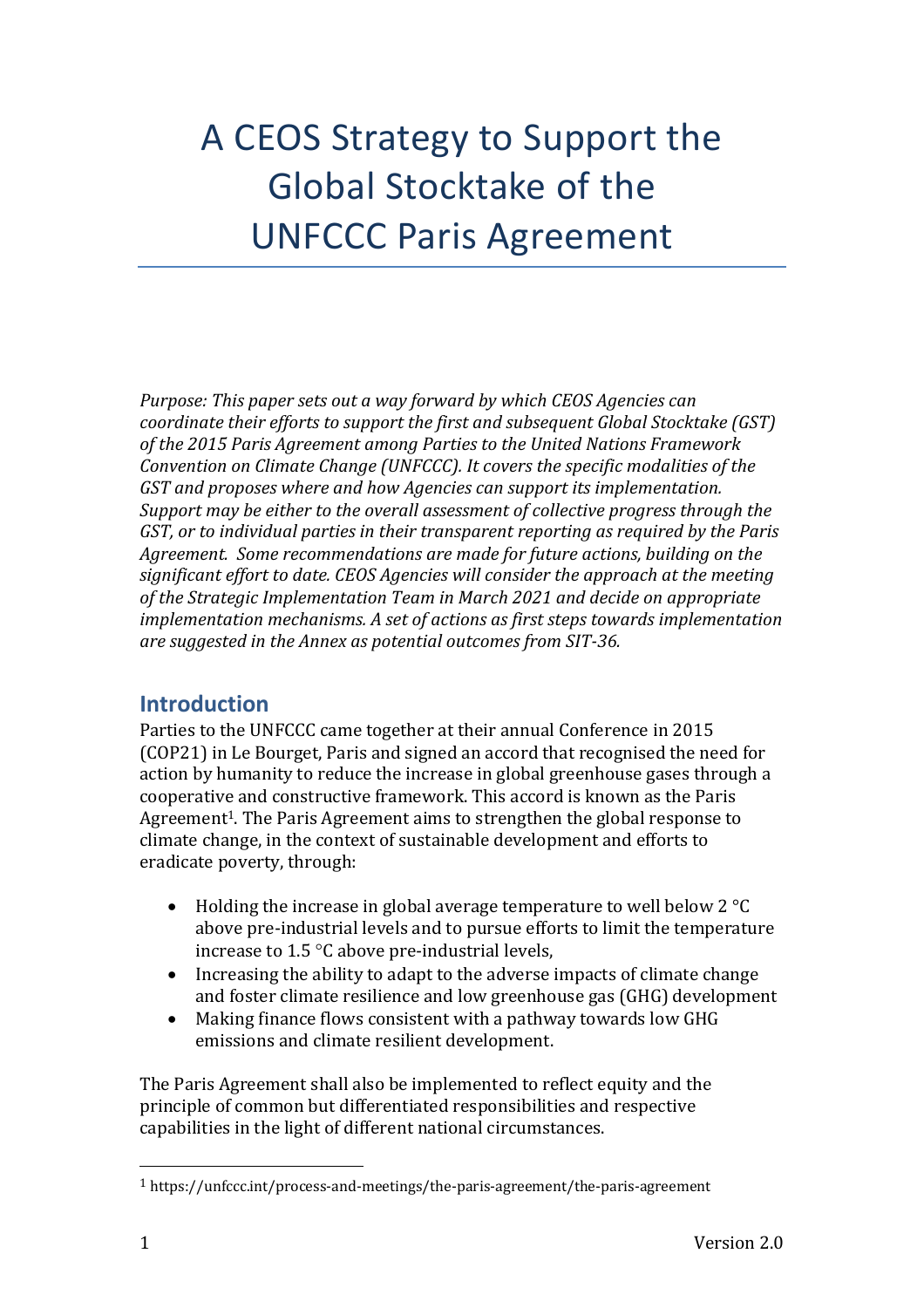# A CEOS Strategy to Support the Global Stocktake of the UNFCCC Paris Agreement

*Purpose: This paper sets out a way forward by which CEOS Agencies can coordinate their efforts to support the first and subsequent Global Stocktake (GST) of the 2015 Paris Agreement among Parties to the United Nations Framework Convention on Climate Change (UNFCCC). It covers the specific modalities of the GST and proposes where and how Agencies can support its implementation. Support may be either to the overall assessment of collective progress through the GST, or to individual parties in their transparent reporting as required by the Paris Agreement. Some recommendations are made for future actions, building on the significant effort to date. CEOS Agencies will consider the approach at the meeting of the Strategic Implementation Team in March 2021 and decide on appropriate implementation mechanisms. A set of actions as first steps towards implementation are suggested in the Annex as potential outcomes from SIT-36.*

## Introduction

Parties to the UNFCCC came together at their annual Conference in 2015 (COP21) in Le Bourget, Paris and signed an accord that recognised the need for action by humanity to reduce the increase in global greenhouse gases through a cooperative and constructive framework. This accord is known as the Paris Agreement[1]. The Paris Agreement aims to strengthen the global response to climate change, in the context of sustainable development and efforts to eradicate poverty, through:

- Holding the increase in global average temperature to well below 2 °C above pre-industrial levels and to pursue efforts to limit the temperature increase to 1.5 °C above pre-industrial levels,
- Increasing the ability to adapt to the adverse impacts of climate change and foster climate resilience and low greenhouse gas (GHG) development
- Making finance flows consistent with a pathway towards low GHG emissions and climate resilient development.

The Paris Agreement shall also be implemented to reflect equity and the principle of common but differentiated responsibilities and respective capabilities in the light of different national circumstances.

[1] https://unfccc.int/process-and-meetings/the-paris-agreement/the-paris-agreement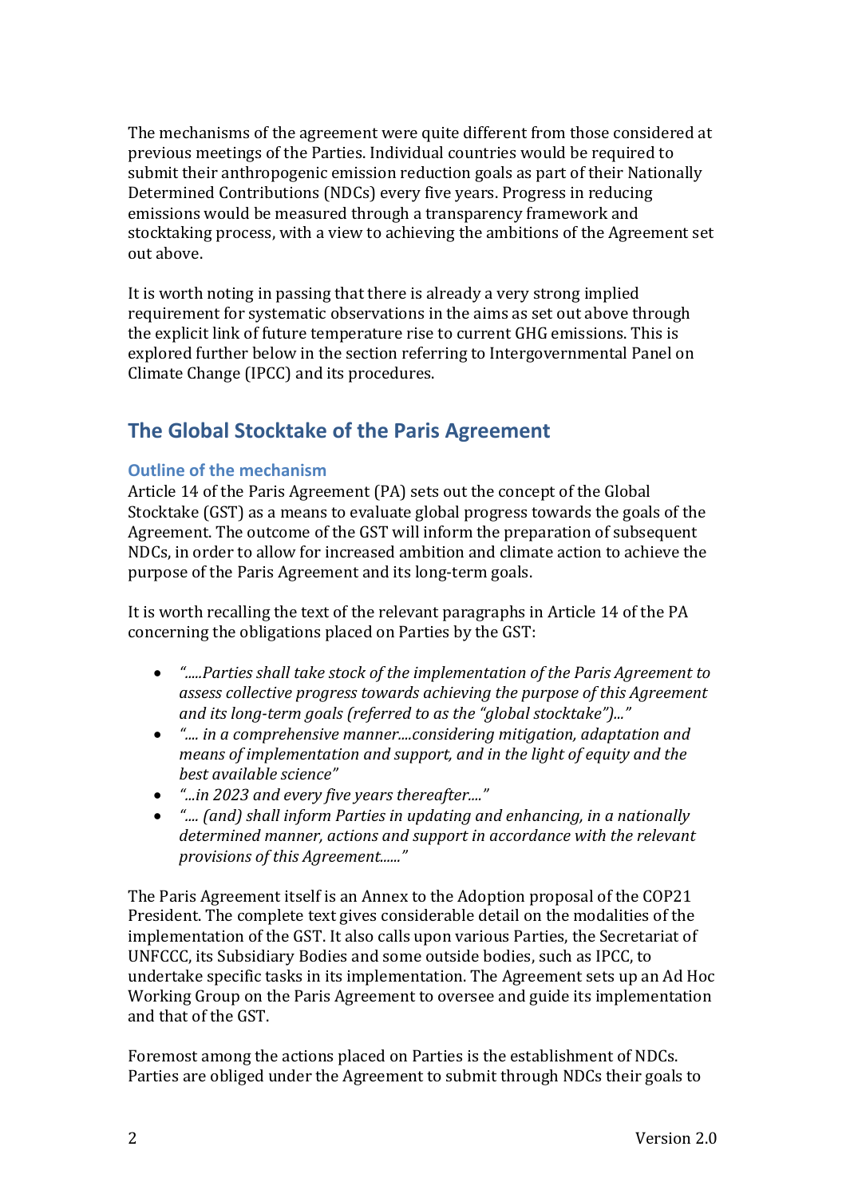The mechanisms of the agreement were quite different from those considered at previous meetings of the Parties. Individual countries would be required to submit their anthropogenic emission reduction goals as part of their Nationally Determined Contributions (NDCs) every five years. Progress in reducing emissions would be measured through a transparency framework and stocktaking process, with a view to achieving the ambitions of the Agreement set out above.

It is worth noting in passing that there is already a very strong implied requirement for systematic observations in the aims as set out above through the explicit link of future temperature rise to current GHG emissions. This is explored further below in the section referring to Intergovernmental Panel on Climate Change (IPCC) and its procedures.

## The Global Stocktake of the Paris Agreement

### Outline of the mechanism

Article 14 of the Paris Agreement (PA) sets out the concept of the Global Stocktake (GST) as a means to evaluate global progress towards the goals of the Agreement. The outcome of the GST will inform the preparation of subsequent NDCs, in order to allow for increased ambition and climate action to achieve the purpose of the Paris Agreement and its long-term goals.

It is worth recalling the text of the relevant paragraphs in Article 14 of the PA concerning the obligations placed on Parties by the GST:

- *".....Parties shall take stock of the implementation of the Paris Agreement to assess collective progress towards achieving the purpose of this Agreement and its long-term goals (referred to as the "global stocktake")..."*
- *".... in a comprehensive manner....considering mitigation, adaptation and means of implementation and support, and in the light of equity and the best available science"*
- *"...in 2023 and every five years thereafter...."*
- *".... (and) shall inform Parties in updating and enhancing, in a nationally determined manner, actions and support in accordance with the relevant provisions of this Agreement......"*

The Paris Agreement itself is an Annex to the Adoption proposal of the COP21 President. The complete text gives considerable detail on the modalities of the implementation of the GST. It also calls upon various Parties, the Secretariat of UNFCCC, its Subsidiary Bodies and some outside bodies, such as IPCC, to undertake specific tasks in its implementation. The Agreement sets up an Ad Hoc Working Group on the Paris Agreement to oversee and guide its implementation and that of the GST.

Foremost among the actions placed on Parties is the establishment of NDCs. Parties are obliged under the Agreement to submit through NDCs their goals to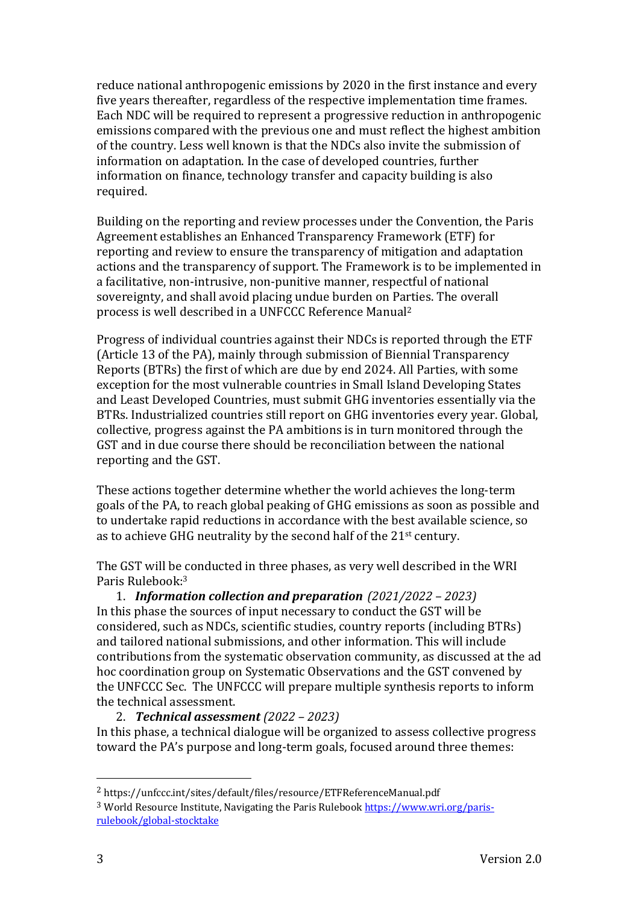reduce national anthropogenic emissions by 2020 in the first instance and every five years thereafter, regardless of the respective implementation time frames. Each NDC will be required to represent a progressive reduction in anthropogenic emissions compared with the previous one and must reflect the highest ambition of the country. Less well known is that the NDCs also invite the submission of information on adaptation. In the case of developed countries, further information on finance, technology transfer and capacity building is also required.

Building on the reporting and review processes under the Convention, the Paris Agreement establishes an Enhanced Transparency Framework (ETF) for reporting and review to ensure the transparency of mitigation and adaptation actions and the transparency of support. The Framework is to be implemented in a facilitative, non-intrusive, non-punitive manner, respectful of national sovereignty, and shall avoid placing undue burden on Parties. The overall process is well described in a UNFCCC Reference Manual[2]

Progress of individual countries against their NDCs is reported through the ETF (Article 13 of the PA), mainly through submission of Biennial Transparency Reports (BTRs) the first of which are due by end 2024. All Parties, with some exception for the most vulnerable countries in Small Island Developing States and Least Developed Countries, must submit GHG inventories essentially via the BTRs. Industrialized countries still report on GHG inventories every year. Global, collective, progress against the PA ambitions is in turn monitored through the GST and in due course there should be reconciliation between the national reporting and the GST.

These actions together determine whether the world achieves the long-term goals of the PA, to reach global peaking of GHG emissions as soon as possible and to undertake rapid reductions in accordance with the best available science, so as to achieve GHG neutrality by the second half of the 21st century.

The GST will be conducted in three phases, as very well described in the WRI Paris Rulebook:[3]

1. ***Information collection and preparation*** *(2021/2022 – 2023)*

In this phase the sources of input necessary to conduct the GST will be considered, such as NDCs, scientific studies, country reports (including BTRs) and tailored national submissions, and other information. This will include contributions from the systematic observation community, as discussed at the ad hoc coordination group on Systematic Observations and the GST convened by the UNFCCC Sec. The UNFCCC will prepare multiple synthesis reports to inform the technical assessment.

2. ***Technical assessment*** *(2022 – 2023)*

In this phase, a technical dialogue will be organized to assess collective progress toward the PA's purpose and long-term goals, focused around three themes:

---

[2] https://unfccc.int/sites/default/files/resource/ETFReferenceManual.pdf

[3] World Resource Institute, Navigating the Paris Rulebook https://www.wri.org/paris-rulebook/global-stocktake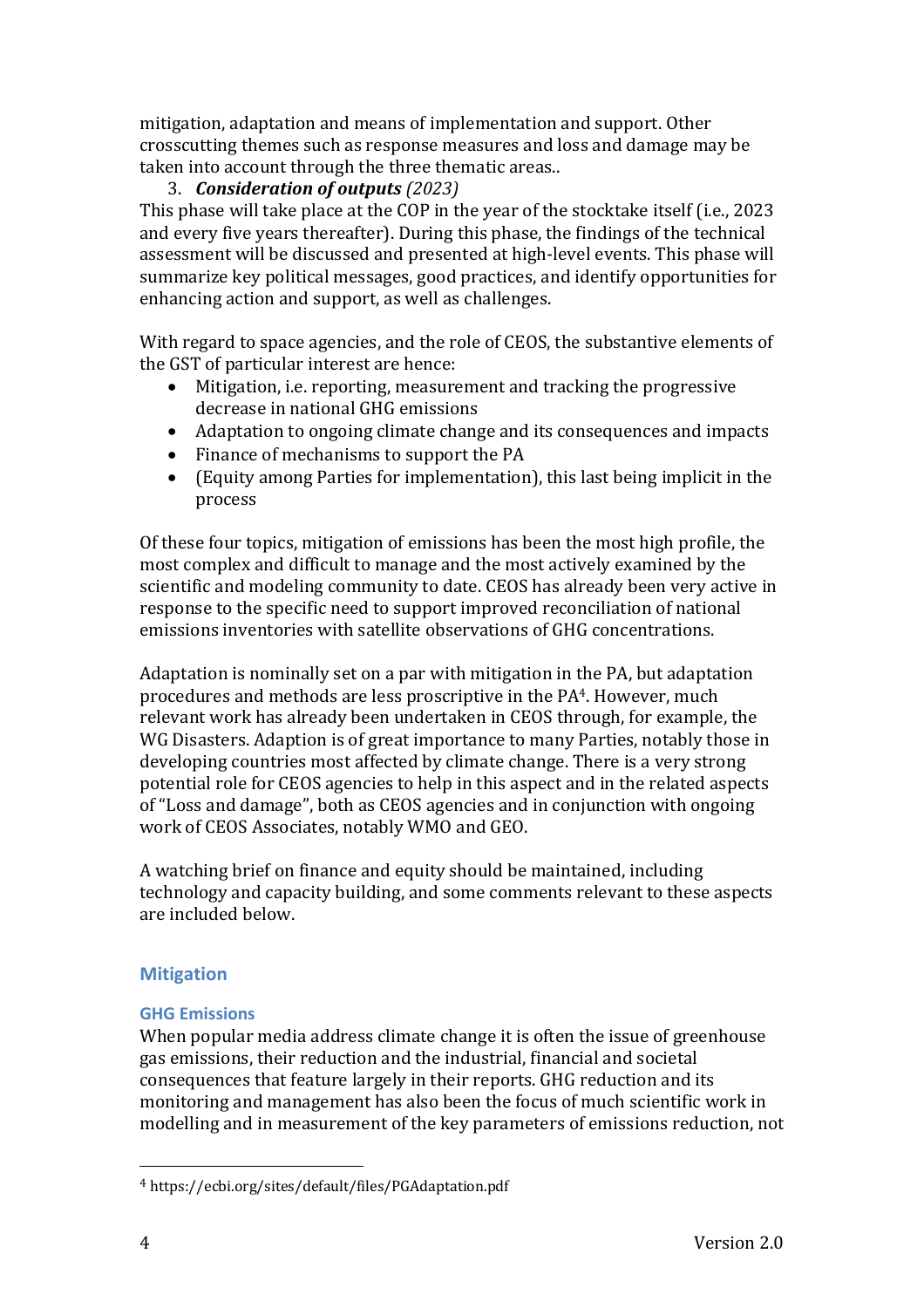mitigation, adaptation and means of implementation and support. Other crosscutting themes such as response measures and loss and damage may be taken into account through the three thematic areas..

3. ***Consideration of outputs*** *(2023)*

This phase will take place at the COP in the year of the stocktake itself (i.e., 2023 and every five years thereafter). During this phase, the findings of the technical assessment will be discussed and presented at high-level events. This phase will summarize key political messages, good practices, and identify opportunities for enhancing action and support, as well as challenges.

With regard to space agencies, and the role of CEOS, the substantive elements of the GST of particular interest are hence:

- Mitigation, i.e. reporting, measurement and tracking the progressive decrease in national GHG emissions
- Adaptation to ongoing climate change and its consequences and impacts
- Finance of mechanisms to support the PA
- (Equity among Parties for implementation), this last being implicit in the process

Of these four topics, mitigation of emissions has been the most high profile, the most complex and difficult to manage and the most actively examined by the scientific and modeling community to date. CEOS has already been very active in response to the specific need to support improved reconciliation of national emissions inventories with satellite observations of GHG concentrations.

Adaptation is nominally set on a par with mitigation in the PA, but adaptation procedures and methods are less proscriptive in the PA[4]. However, much relevant work has already been undertaken in CEOS through, for example, the WG Disasters. Adaption is of great importance to many Parties, notably those in developing countries most affected by climate change. There is a very strong potential role for CEOS agencies to help in this aspect and in the related aspects of "Loss and damage", both as CEOS agencies and in conjunction with ongoing work of CEOS Associates, notably WMO and GEO.

A watching brief on finance and equity should be maintained, including technology and capacity building, and some comments relevant to these aspects are included below.

## Mitigation

### GHG Emissions

When popular media address climate change it is often the issue of greenhouse gas emissions, their reduction and the industrial, financial and societal consequences that feature largely in their reports. GHG reduction and its monitoring and management has also been the focus of much scientific work in modelling and in measurement of the key parameters of emissions reduction, not

[4] https://ecbi.org/sites/default/files/PGAdaptation.pdf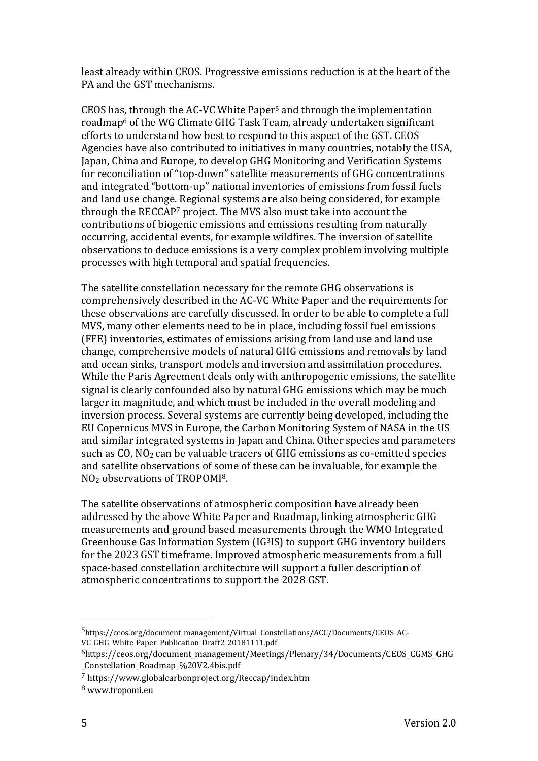least already within CEOS. Progressive emissions reduction is at the heart of the PA and the GST mechanisms.

CEOS has, through the AC-VC White Paper[5] and through the implementation roadmap[6] of the WG Climate GHG Task Team, already undertaken significant efforts to understand how best to respond to this aspect of the GST. CEOS Agencies have also contributed to initiatives in many countries, notably the USA, Japan, China and Europe, to develop GHG Monitoring and Verification Systems for reconciliation of "top-down" satellite measurements of GHG concentrations and integrated "bottom-up" national inventories of emissions from fossil fuels and land use change. Regional systems are also being considered, for example through the RECCAP[7] project. The MVS also must take into account the contributions of biogenic emissions and emissions resulting from naturally occurring, accidental events, for example wildfires. The inversion of satellite observations to deduce emissions is a very complex problem involving multiple processes with high temporal and spatial frequencies.

The satellite constellation necessary for the remote GHG observations is comprehensively described in the AC-VC White Paper and the requirements for these observations are carefully discussed. In order to be able to complete a full MVS, many other elements need to be in place, including fossil fuel emissions (FFE) inventories, estimates of emissions arising from land use and land use change, comprehensive models of natural GHG emissions and removals by land and ocean sinks, transport models and inversion and assimilation procedures. While the Paris Agreement deals only with anthropogenic emissions, the satellite signal is clearly confounded also by natural GHG emissions which may be much larger in magnitude, and which must be included in the overall modeling and inversion process. Several systems are currently being developed, including the EU Copernicus MVS in Europe, the Carbon Monitoring System of NASA in the US and similar integrated systems in Japan and China. Other species and parameters such as CO, $NO_2$ can be valuable tracers of GHG emissions as co-emitted species and satellite observations of some of these can be invaluable, for example the $NO_2$ observations of TROPOMI[8].

The satellite observations of atmospheric composition have already been addressed by the above White Paper and Roadmap, linking atmospheric GHG measurements and ground based measurements through the WMO Integrated Greenhouse Gas Information System (IG$^3$IS) to support GHG inventory builders for the 2023 GST timeframe. Improved atmospheric measurements from a full space-based constellation architecture will support a fuller description of atmospheric concentrations to support the 2028 GST.

---

[5] https://ceos.org/document_management/Virtual_Constellations/ACC/Documents/CEOS_AC-VC_GHG_White_Paper_Publication_Draft2_20181111.pdf

[6] https://ceos.org/document_management/Meetings/Plenary/34/Documents/CEOS_CGMS_GHG_Constellation_Roadmap_%20V2.4bis.pdf

[7] https://www.globalcarbonproject.org/Reccap/index.htm

[8] www.tropomi.eu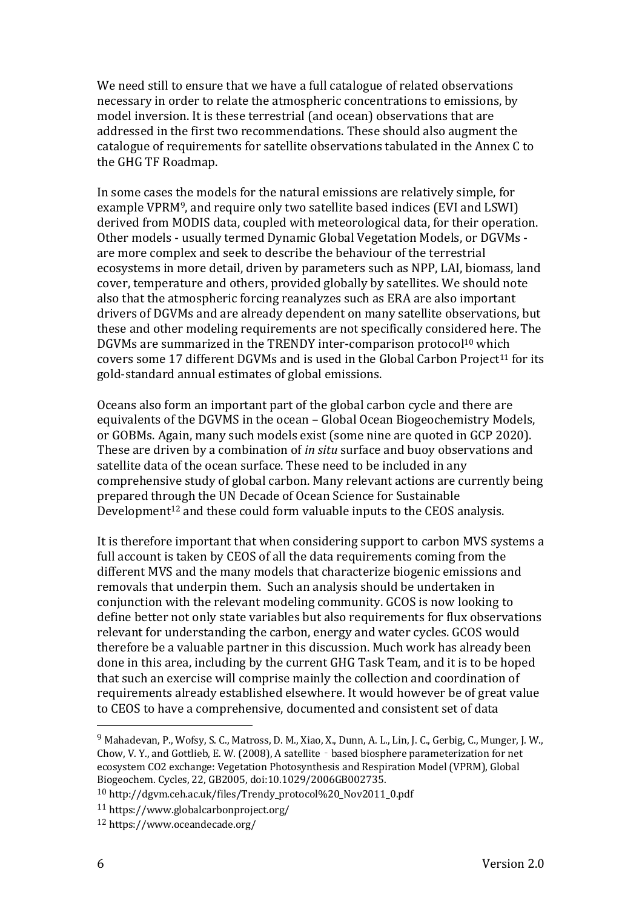We need still to ensure that we have a full catalogue of related observations necessary in order to relate the atmospheric concentrations to emissions, by model inversion. It is these terrestrial (and ocean) observations that are addressed in the first two recommendations. These should also augment the catalogue of requirements for satellite observations tabulated in the Annex C to the GHG TF Roadmap.

In some cases the models for the natural emissions are relatively simple, for example VPRM[9], and require only two satellite based indices (EVI and LSWI) derived from MODIS data, coupled with meteorological data, for their operation. Other models - usually termed Dynamic Global Vegetation Models, or DGVMs - are more complex and seek to describe the behaviour of the terrestrial ecosystems in more detail, driven by parameters such as NPP, LAI, biomass, land cover, temperature and others, provided globally by satellites. We should note also that the atmospheric forcing reanalyzes such as ERA are also important drivers of DGVMs and are already dependent on many satellite observations, but these and other modeling requirements are not specifically considered here. The DGVMs are summarized in the TRENDY inter-comparison protocol[10] which covers some 17 different DGVMs and is used in the Global Carbon Project[11] for its gold-standard annual estimates of global emissions.

Oceans also form an important part of the global carbon cycle and there are equivalents of the DGVMS in the ocean – Global Ocean Biogeochemistry Models, or GOBMs. Again, many such models exist (some nine are quoted in GCP 2020). These are driven by a combination of *in situ* surface and buoy observations and satellite data of the ocean surface. These need to be included in any comprehensive study of global carbon. Many relevant actions are currently being prepared through the UN Decade of Ocean Science for Sustainable Development[12] and these could form valuable inputs to the CEOS analysis.

It is therefore important that when considering support to carbon MVS systems a full account is taken by CEOS of all the data requirements coming from the different MVS and the many models that characterize biogenic emissions and removals that underpin them. Such an analysis should be undertaken in conjunction with the relevant modeling community. GCOS is now looking to define better not only state variables but also requirements for flux observations relevant for understanding the carbon, energy and water cycles. GCOS would therefore be a valuable partner in this discussion. Much work has already been done in this area, including by the current GHG Task Team, and it is to be hoped that such an exercise will comprise mainly the collection and coordination of requirements already established elsewhere. It would however be of great value to CEOS to have a comprehensive, documented and consistent set of data

---

[9] Mahadevan, P., Wofsy, S. C., Matross, D. M., Xiao, X., Dunn, A. L., Lin, J. C., Gerbig, C., Munger, J. W., Chow, V. Y., and Gottlieb, E. W. (2008), A satellite‐based biosphere parameterization for net ecosystem CO2 exchange: Vegetation Photosynthesis and Respiration Model (VPRM), Global Biogeochem. Cycles, 22, GB2005, doi:10.1029/2006GB002735.

[10] http://dgvm.ceh.ac.uk/files/Trendy_protocol%20_Nov2011_0.pdf

[11] https://www.globalcarbonproject.org/

[12] https://www.oceandecade.org/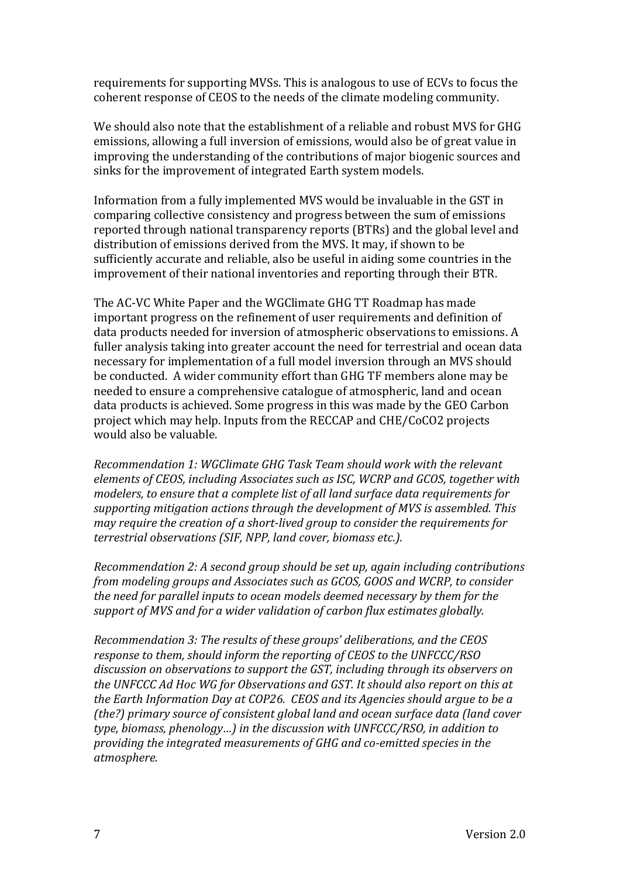requirements for supporting MVSs. This is analogous to use of ECVs to focus the coherent response of CEOS to the needs of the climate modeling community.

We should also note that the establishment of a reliable and robust MVS for GHG emissions, allowing a full inversion of emissions, would also be of great value in improving the understanding of the contributions of major biogenic sources and sinks for the improvement of integrated Earth system models.

Information from a fully implemented MVS would be invaluable in the GST in comparing collective consistency and progress between the sum of emissions reported through national transparency reports (BTRs) and the global level and distribution of emissions derived from the MVS. It may, if shown to be sufficiently accurate and reliable, also be useful in aiding some countries in the improvement of their national inventories and reporting through their BTR.

The AC-VC White Paper and the WGClimate GHG TT Roadmap has made important progress on the refinement of user requirements and definition of data products needed for inversion of atmospheric observations to emissions. A fuller analysis taking into greater account the need for terrestrial and ocean data necessary for implementation of a full model inversion through an MVS should be conducted. A wider community effort than GHG TF members alone may be needed to ensure a comprehensive catalogue of atmospheric, land and ocean data products is achieved. Some progress in this was made by the GEO Carbon project which may help. Inputs from the RECCAP and CHE/CoCO2 projects would also be valuable.

*Recommendation 1: WGClimate GHG Task Team should work with the relevant elements of CEOS, including Associates such as ISC, WCRP and GCOS, together with modelers, to ensure that a complete list of all land surface data requirements for supporting mitigation actions through the development of MVS is assembled. This may require the creation of a short-lived group to consider the requirements for terrestrial observations (SIF, NPP, land cover, biomass etc.).*

*Recommendation 2: A second group should be set up, again including contributions from modeling groups and Associates such as GCOS, GOOS and WCRP, to consider the need for parallel inputs to ocean models deemed necessary by them for the support of MVS and for a wider validation of carbon flux estimates globally.*

*Recommendation 3: The results of these groups' deliberations, and the CEOS response to them, should inform the reporting of CEOS to the UNFCCC/RSO discussion on observations to support the GST, including through its observers on the UNFCCC Ad Hoc WG for Observations and GST. It should also report on this at the Earth Information Day at COP26. CEOS and its Agencies should argue to be a (the?) primary source of consistent global land and ocean surface data (land cover type, biomass, phenology…) in the discussion with UNFCCC/RSO, in addition to providing the integrated measurements of GHG and co-emitted species in the atmosphere.*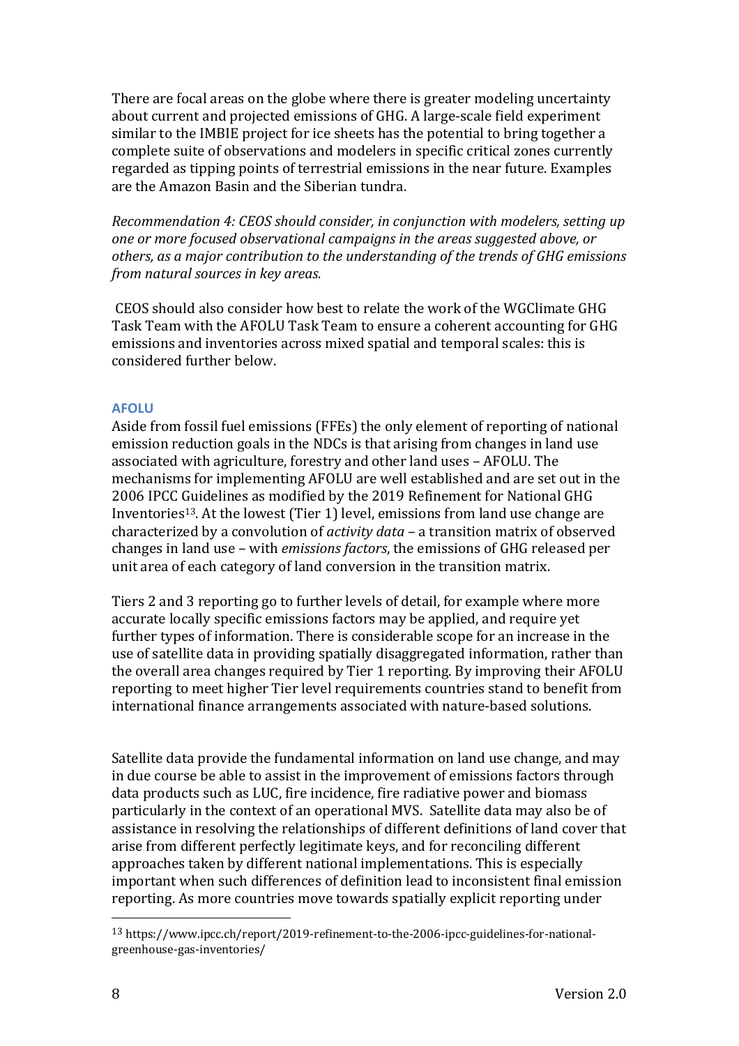There are focal areas on the globe where there is greater modeling uncertainty about current and projected emissions of GHG. A large-scale field experiment similar to the IMBIE project for ice sheets has the potential to bring together a complete suite of observations and modelers in specific critical zones currently regarded as tipping points of terrestrial emissions in the near future. Examples are the Amazon Basin and the Siberian tundra.

*Recommendation 4: CEOS should consider, in conjunction with modelers, setting up one or more focused observational campaigns in the areas suggested above, or others, as a major contribution to the understanding of the trends of GHG emissions from natural sources in key areas.*

CEOS should also consider how best to relate the work of the WGClimate GHG Task Team with the AFOLU Task Team to ensure a coherent accounting for GHG emissions and inventories across mixed spatial and temporal scales: this is considered further below.

### AFOLU

Aside from fossil fuel emissions (FFEs) the only element of reporting of national emission reduction goals in the NDCs is that arising from changes in land use associated with agriculture, forestry and other land uses – AFOLU. The mechanisms for implementing AFOLU are well established and are set out in the 2006 IPCC Guidelines as modified by the 2019 Refinement for National GHG Inventories[13]. At the lowest (Tier 1) level, emissions from land use change are characterized by a convolution of *activity data* – a transition matrix of observed changes in land use – with *emissions factors*, the emissions of GHG released per unit area of each category of land conversion in the transition matrix.

Tiers 2 and 3 reporting go to further levels of detail, for example where more accurate locally specific emissions factors may be applied, and require yet further types of information. There is considerable scope for an increase in the use of satellite data in providing spatially disaggregated information, rather than the overall area changes required by Tier 1 reporting. By improving their AFOLU reporting to meet higher Tier level requirements countries stand to benefit from international finance arrangements associated with nature-based solutions.

Satellite data provide the fundamental information on land use change, and may in due course be able to assist in the improvement of emissions factors through data products such as LUC, fire incidence, fire radiative power and biomass particularly in the context of an operational MVS. Satellite data may also be of assistance in resolving the relationships of different definitions of land cover that arise from different perfectly legitimate keys, and for reconciling different approaches taken by different national implementations. This is especially important when such differences of definition lead to inconsistent final emission reporting. As more countries move towards spatially explicit reporting under

[13] https://www.ipcc.ch/report/2019-refinement-to-the-2006-ipcc-guidelines-for-national-greenhouse-gas-inventories/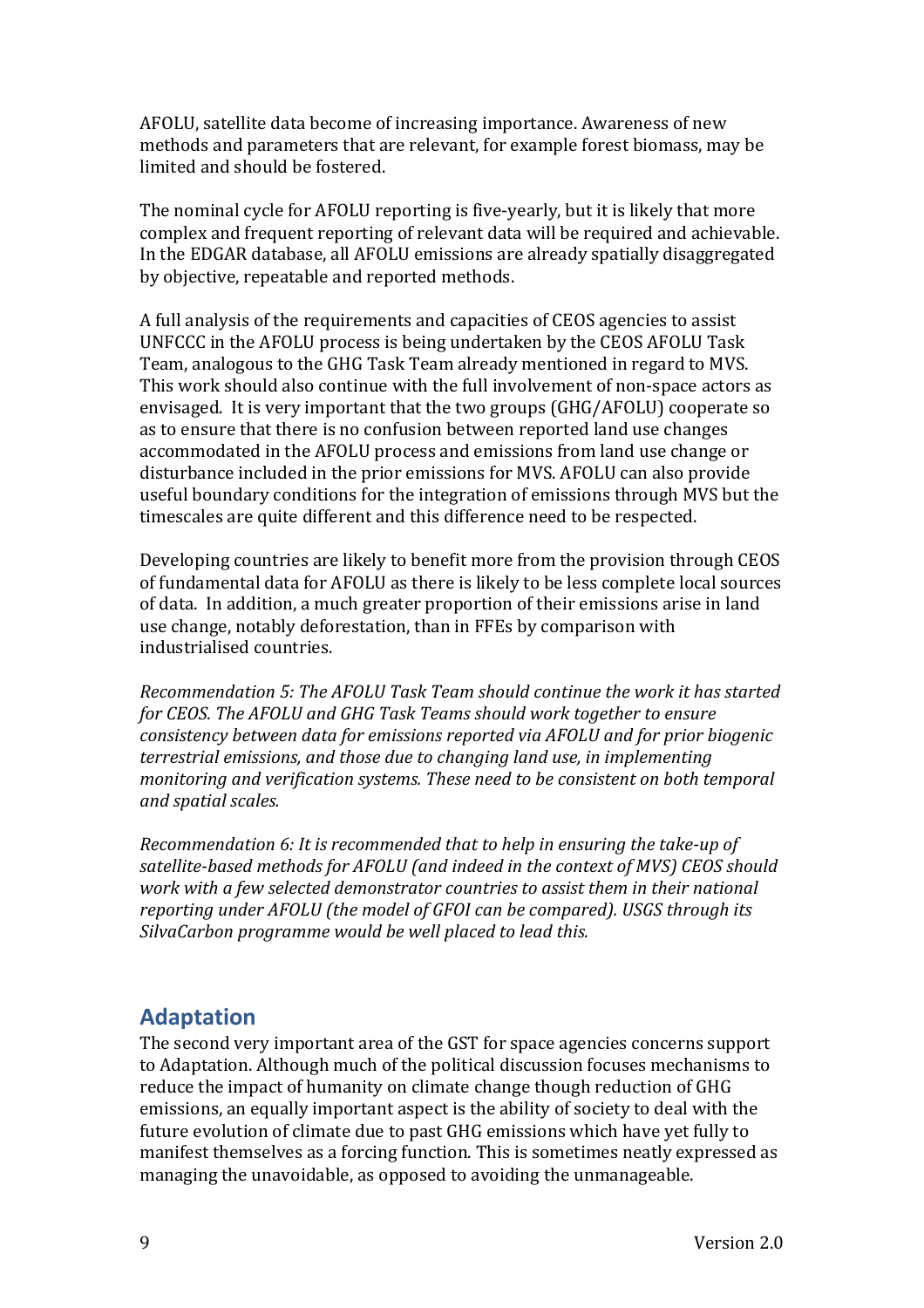AFOLU, satellite data become of increasing importance. Awareness of new methods and parameters that are relevant, for example forest biomass, may be limited and should be fostered.

The nominal cycle for AFOLU reporting is five-yearly, but it is likely that more complex and frequent reporting of relevant data will be required and achievable. In the EDGAR database, all AFOLU emissions are already spatially disaggregated by objective, repeatable and reported methods.

A full analysis of the requirements and capacities of CEOS agencies to assist UNFCCC in the AFOLU process is being undertaken by the CEOS AFOLU Task Team, analogous to the GHG Task Team already mentioned in regard to MVS. This work should also continue with the full involvement of non-space actors as envisaged. It is very important that the two groups (GHG/AFOLU) cooperate so as to ensure that there is no confusion between reported land use changes accommodated in the AFOLU process and emissions from land use change or disturbance included in the prior emissions for MVS. AFOLU can also provide useful boundary conditions for the integration of emissions through MVS but the timescales are quite different and this difference need to be respected.

Developing countries are likely to benefit more from the provision through CEOS of fundamental data for AFOLU as there is likely to be less complete local sources of data. In addition, a much greater proportion of their emissions arise in land use change, notably deforestation, than in FFEs by comparison with industrialised countries.

*Recommendation 5: The AFOLU Task Team should continue the work it has started for CEOS. The AFOLU and GHG Task Teams should work together to ensure consistency between data for emissions reported via AFOLU and for prior biogenic terrestrial emissions, and those due to changing land use, in implementing monitoring and verification systems. These need to be consistent on both temporal and spatial scales.*

*Recommendation 6: It is recommended that to help in ensuring the take-up of satellite-based methods for AFOLU (and indeed in the context of MVS) CEOS should work with a few selected demonstrator countries to assist them in their national reporting under AFOLU (the model of GFOI can be compared). USGS through its SilvaCarbon programme would be well placed to lead this.*

## Adaptation

The second very important area of the GST for space agencies concerns support to Adaptation. Although much of the political discussion focuses mechanisms to reduce the impact of humanity on climate change though reduction of GHG emissions, an equally important aspect is the ability of society to deal with the future evolution of climate due to past GHG emissions which have yet fully to manifest themselves as a forcing function. This is sometimes neatly expressed as managing the unavoidable, as opposed to avoiding the unmanageable.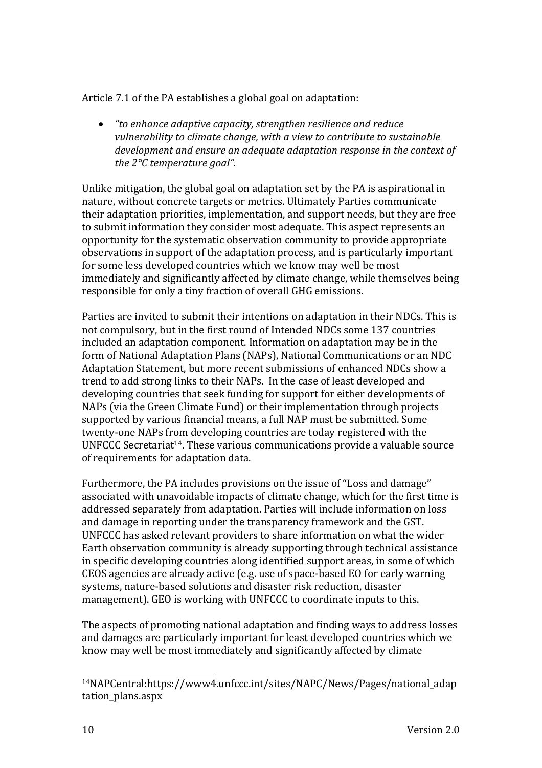Article 7.1 of the PA establishes a global goal on adaptation:

- *"to enhance adaptive capacity, strengthen resilience and reduce vulnerability to climate change, with a view to contribute to sustainable development and ensure an adequate adaptation response in the context of the 2°C temperature goal".*

Unlike mitigation, the global goal on adaptation set by the PA is aspirational in nature, without concrete targets or metrics. Ultimately Parties communicate their adaptation priorities, implementation, and support needs, but they are free to submit information they consider most adequate. This aspect represents an opportunity for the systematic observation community to provide appropriate observations in support of the adaptation process, and is particularly important for some less developed countries which we know may well be most immediately and significantly affected by climate change, while themselves being responsible for only a tiny fraction of overall GHG emissions.

Parties are invited to submit their intentions on adaptation in their NDCs. This is not compulsory, but in the first round of Intended NDCs some 137 countries included an adaptation component. Information on adaptation may be in the form of National Adaptation Plans (NAPs), National Communications or an NDC Adaptation Statement, but more recent submissions of enhanced NDCs show a trend to add strong links to their NAPs. In the case of least developed and developing countries that seek funding for support for either developments of NAPs (via the Green Climate Fund) or their implementation through projects supported by various financial means, a full NAP must be submitted. Some twenty-one NAPs from developing countries are today registered with the UNFCCC Secretariat[14]. These various communications provide a valuable source of requirements for adaptation data.

Furthermore, the PA includes provisions on the issue of "Loss and damage" associated with unavoidable impacts of climate change, which for the first time is addressed separately from adaptation. Parties will include information on loss and damage in reporting under the transparency framework and the GST. UNFCCC has asked relevant providers to share information on what the wider Earth observation community is already supporting through technical assistance in specific developing countries along identified support areas, in some of which CEOS agencies are already active (e.g. use of space-based EO for early warning systems, nature-based solutions and disaster risk reduction, disaster management). GEO is working with UNFCCC to coordinate inputs to this.

The aspects of promoting national adaptation and finding ways to address losses and damages are particularly important for least developed countries which we know may well be most immediately and significantly affected by climate

---

[14] NAPCentral:https://www4.unfccc.int/sites/NAPC/News/Pages/national_adaptation_plans.aspx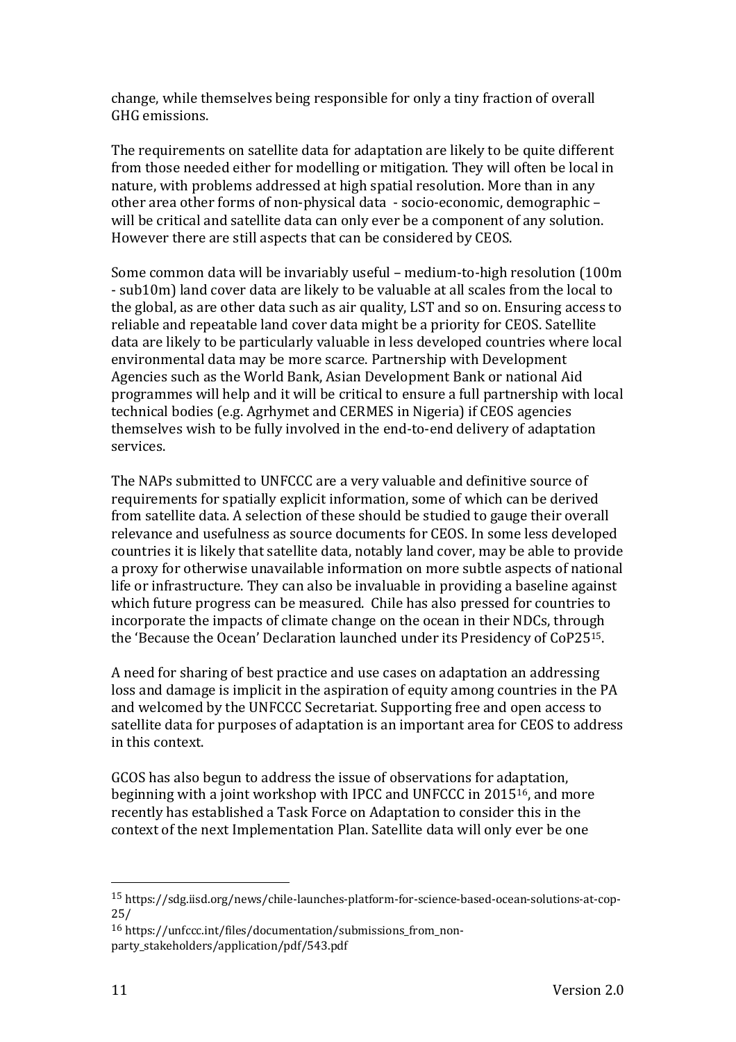change, while themselves being responsible for only a tiny fraction of overall GHG emissions.

The requirements on satellite data for adaptation are likely to be quite different from those needed either for modelling or mitigation. They will often be local in nature, with problems addressed at high spatial resolution. More than in any other area other forms of non-physical data - socio-economic, demographic – will be critical and satellite data can only ever be a component of any solution. However there are still aspects that can be considered by CEOS.

Some common data will be invariably useful – medium-to-high resolution (100m - sub10m) land cover data are likely to be valuable at all scales from the local to the global, as are other data such as air quality, LST and so on. Ensuring access to reliable and repeatable land cover data might be a priority for CEOS. Satellite data are likely to be particularly valuable in less developed countries where local environmental data may be more scarce. Partnership with Development Agencies such as the World Bank, Asian Development Bank or national Aid programmes will help and it will be critical to ensure a full partnership with local technical bodies (e.g. Agrhymet and CERMES in Nigeria) if CEOS agencies themselves wish to be fully involved in the end-to-end delivery of adaptation services.

The NAPs submitted to UNFCCC are a very valuable and definitive source of requirements for spatially explicit information, some of which can be derived from satellite data. A selection of these should be studied to gauge their overall relevance and usefulness as source documents for CEOS. In some less developed countries it is likely that satellite data, notably land cover, may be able to provide a proxy for otherwise unavailable information on more subtle aspects of national life or infrastructure. They can also be invaluable in providing a baseline against which future progress can be measured. Chile has also pressed for countries to incorporate the impacts of climate change on the ocean in their NDCs, through the 'Because the Ocean' Declaration launched under its Presidency of CoP25[15].

A need for sharing of best practice and use cases on adaptation an addressing loss and damage is implicit in the aspiration of equity among countries in the PA and welcomed by the UNFCCC Secretariat. Supporting free and open access to satellite data for purposes of adaptation is an important area for CEOS to address in this context.

GCOS has also begun to address the issue of observations for adaptation, beginning with a joint workshop with IPCC and UNFCCC in 2015[16], and more recently has established a Task Force on Adaptation to consider this in the context of the next Implementation Plan. Satellite data will only ever be one

---

[15] https://sdg.iisd.org/news/chile-launches-platform-for-science-based-ocean-solutions-at-cop-25/

[16] https://unfccc.int/files/documentation/submissions_from_non-party_stakeholders/application/pdf/543.pdf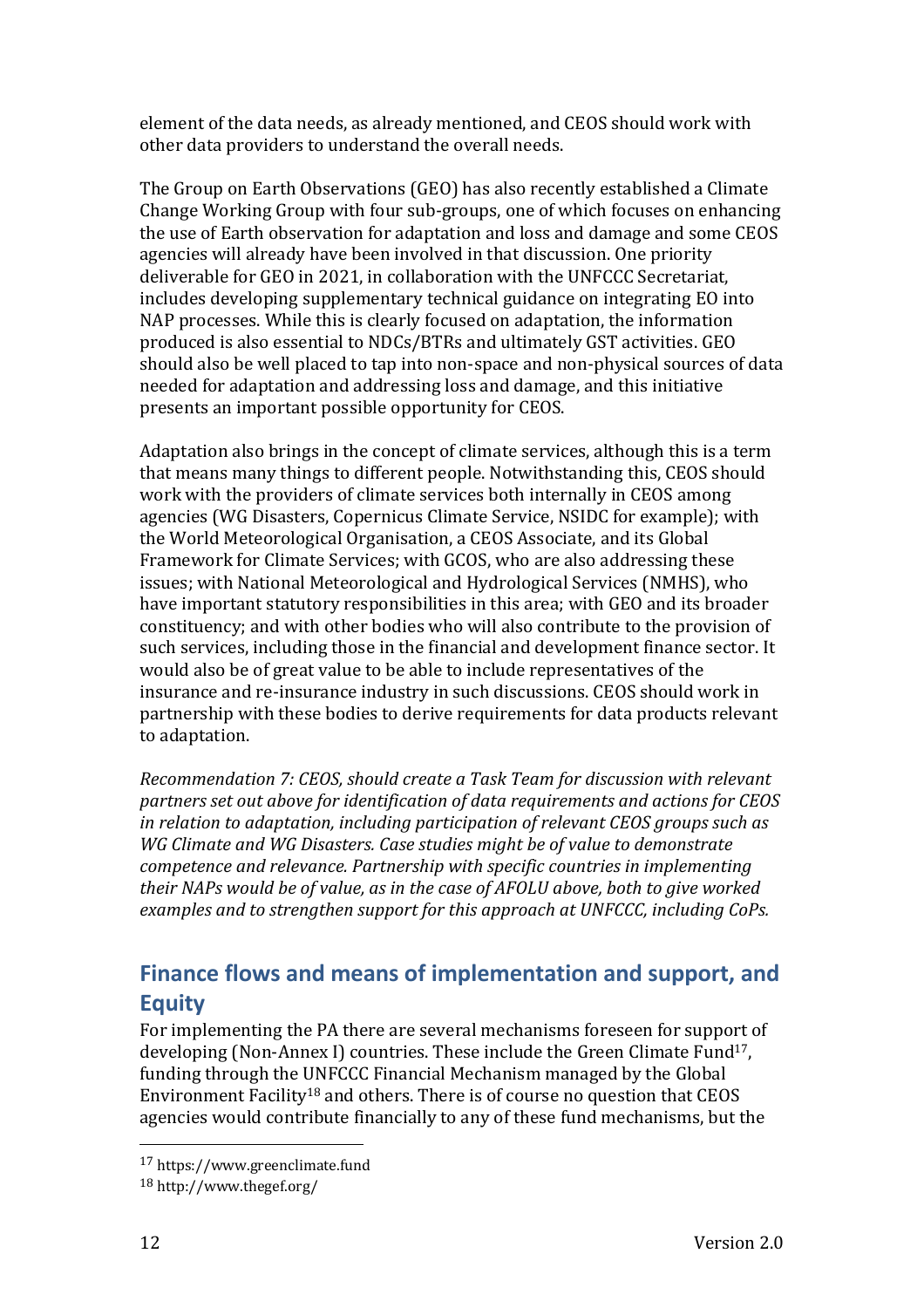element of the data needs, as already mentioned, and CEOS should work with other data providers to understand the overall needs.

The Group on Earth Observations (GEO) has also recently established a Climate Change Working Group with four sub-groups, one of which focuses on enhancing the use of Earth observation for adaptation and loss and damage and some CEOS agencies will already have been involved in that discussion. One priority deliverable for GEO in 2021, in collaboration with the UNFCCC Secretariat, includes developing supplementary technical guidance on integrating EO into NAP processes. While this is clearly focused on adaptation, the information produced is also essential to NDCs/BTRs and ultimately GST activities. GEO should also be well placed to tap into non-space and non-physical sources of data needed for adaptation and addressing loss and damage, and this initiative presents an important possible opportunity for CEOS.

Adaptation also brings in the concept of climate services, although this is a term that means many things to different people. Notwithstanding this, CEOS should work with the providers of climate services both internally in CEOS among agencies (WG Disasters, Copernicus Climate Service, NSIDC for example); with the World Meteorological Organisation, a CEOS Associate, and its Global Framework for Climate Services; with GCOS, who are also addressing these issues; with National Meteorological and Hydrological Services (NMHS), who have important statutory responsibilities in this area; with GEO and its broader constituency; and with other bodies who will also contribute to the provision of such services, including those in the financial and development finance sector. It would also be of great value to be able to include representatives of the insurance and re-insurance industry in such discussions. CEOS should work in partnership with these bodies to derive requirements for data products relevant to adaptation.

*Recommendation 7: CEOS, should create a Task Team for discussion with relevant partners set out above for identification of data requirements and actions for CEOS in relation to adaptation, including participation of relevant CEOS groups such as WG Climate and WG Disasters. Case studies might be of value to demonstrate competence and relevance. Partnership with specific countries in implementing their NAPs would be of value, as in the case of AFOLU above, both to give worked examples and to strengthen support for this approach at UNFCCC, including CoPs.*

## Finance flows and means of implementation and support, and Equity

For implementing the PA there are several mechanisms foreseen for support of developing (Non-Annex I) countries. These include the Green Climate Fund[17], funding through the UNFCCC Financial Mechanism managed by the Global Environment Facility[18] and others. There is of course no question that CEOS agencies would contribute financially to any of these fund mechanisms, but the

[17] https://www.greenclimate.fund

[18] http://www.thegef.org/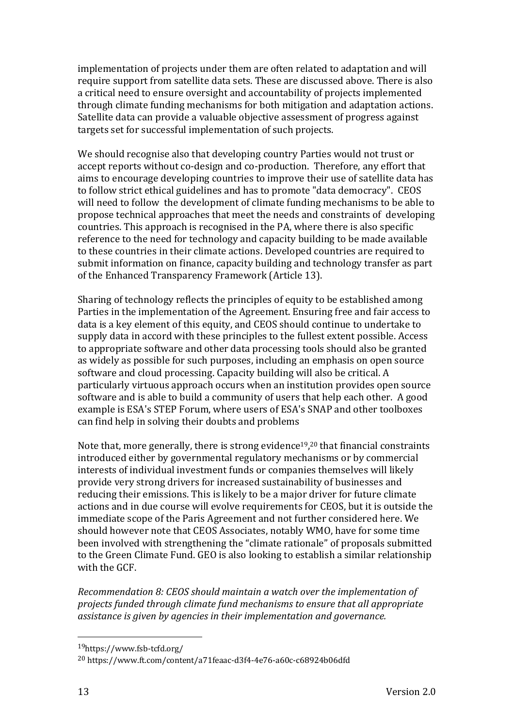implementation of projects under them are often related to adaptation and will require support from satellite data sets. These are discussed above. There is also a critical need to ensure oversight and accountability of projects implemented through climate funding mechanisms for both mitigation and adaptation actions. Satellite data can provide a valuable objective assessment of progress against targets set for successful implementation of such projects.

We should recognise also that developing country Parties would not trust or accept reports without co-design and co-production. Therefore, any effort that aims to encourage developing countries to improve their use of satellite data has to follow strict ethical guidelines and has to promote "data democracy". CEOS will need to follow the development of climate funding mechanisms to be able to propose technical approaches that meet the needs and constraints of developing countries. This approach is recognised in the PA, where there is also specific reference to the need for technology and capacity building to be made available to these countries in their climate actions. Developed countries are required to submit information on finance, capacity building and technology transfer as part of the Enhanced Transparency Framework (Article 13).

Sharing of technology reflects the principles of equity to be established among Parties in the implementation of the Agreement. Ensuring free and fair access to data is a key element of this equity, and CEOS should continue to undertake to supply data in accord with these principles to the fullest extent possible. Access to appropriate software and other data processing tools should also be granted as widely as possible for such purposes, including an emphasis on open source software and cloud processing. Capacity building will also be critical. A particularly virtuous approach occurs when an institution provides open source software and is able to build a community of users that help each other. A good example is ESA's STEP Forum, where users of ESA's SNAP and other toolboxes can find help in solving their doubts and problems

Note that, more generally, there is strong evidence[19,20] that financial constraints introduced either by governmental regulatory mechanisms or by commercial interests of individual investment funds or companies themselves will likely provide very strong drivers for increased sustainability of businesses and reducing their emissions. This is likely to be a major driver for future climate actions and in due course will evolve requirements for CEOS, but it is outside the immediate scope of the Paris Agreement and not further considered here. We should however note that CEOS Associates, notably WMO, have for some time been involved with strengthening the "climate rationale" of proposals submitted to the Green Climate Fund. GEO is also looking to establish a similar relationship with the GCF.

*Recommendation 8: CEOS should maintain a watch over the implementation of projects funded through climate fund mechanisms to ensure that all appropriate assistance is given by agencies in their implementation and governance.*

[19] https://www.fsb-tcfd.org/

[20] https://www.ft.com/content/a71feaac-d3f4-4e76-a60c-c68924b06dfd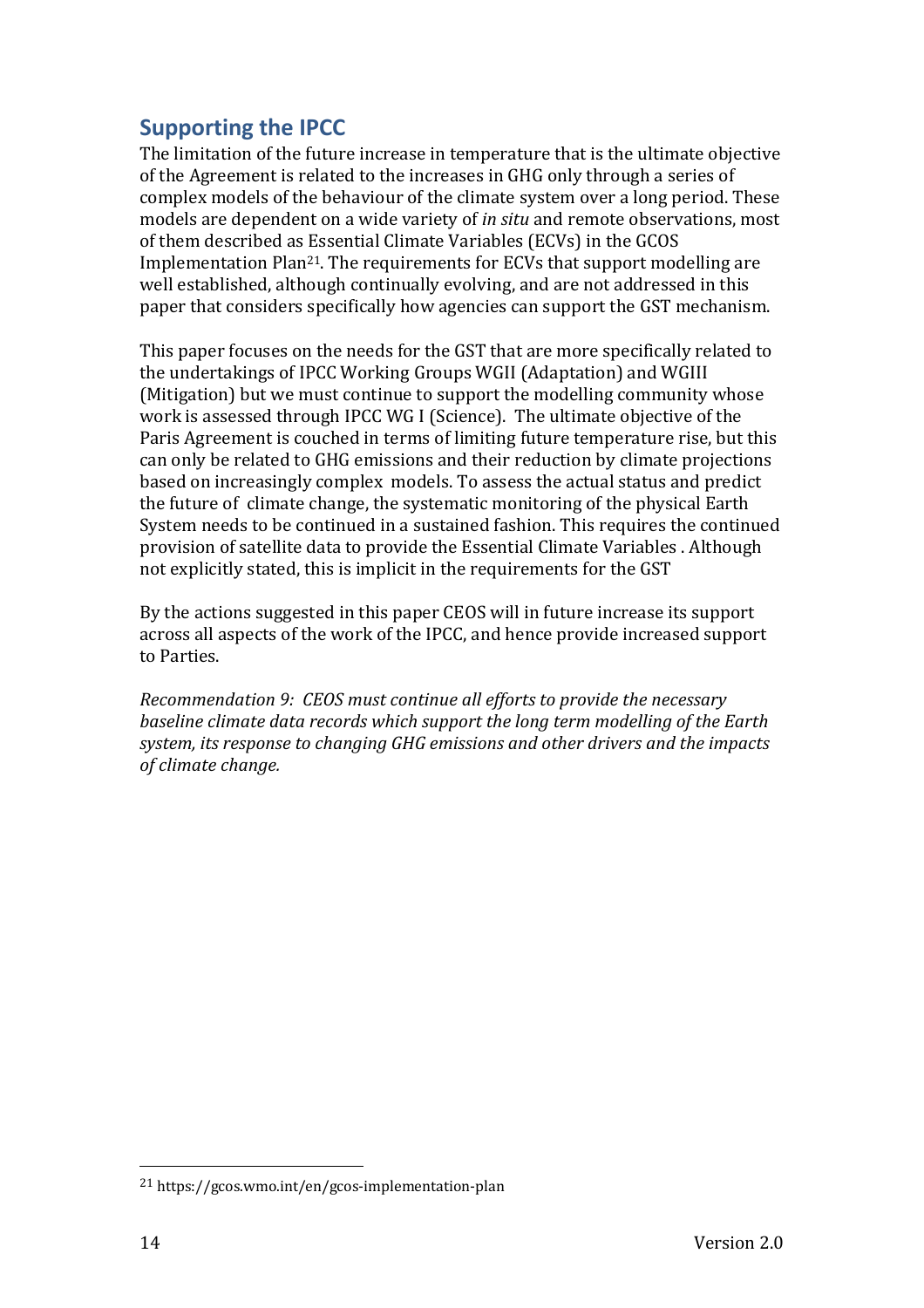## Supporting the IPCC

The limitation of the future increase in temperature that is the ultimate objective of the Agreement is related to the increases in GHG only through a series of complex models of the behaviour of the climate system over a long period. These models are dependent on a wide variety of *in situ* and remote observations, most of them described as Essential Climate Variables (ECVs) in the GCOS Implementation Plan[21]. The requirements for ECVs that support modelling are well established, although continually evolving, and are not addressed in this paper that considers specifically how agencies can support the GST mechanism.

This paper focuses on the needs for the GST that are more specifically related to the undertakings of IPCC Working Groups WGII (Adaptation) and WGIII (Mitigation) but we must continue to support the modelling community whose work is assessed through IPCC WG I (Science). The ultimate objective of the Paris Agreement is couched in terms of limiting future temperature rise, but this can only be related to GHG emissions and their reduction by climate projections based on increasingly complex models. To assess the actual status and predict the future of climate change, the systematic monitoring of the physical Earth System needs to be continued in a sustained fashion. This requires the continued provision of satellite data to provide the Essential Climate Variables . Although not explicitly stated, this is implicit in the requirements for the GST

By the actions suggested in this paper CEOS will in future increase its support across all aspects of the work of the IPCC, and hence provide increased support to Parties.

*Recommendation 9: CEOS must continue all efforts to provide the necessary baseline climate data records which support the long term modelling of the Earth system, its response to changing GHG emissions and other drivers and the impacts of climate change.*

---

[21] https://gcos.wmo.int/en/gcos-implementation-plan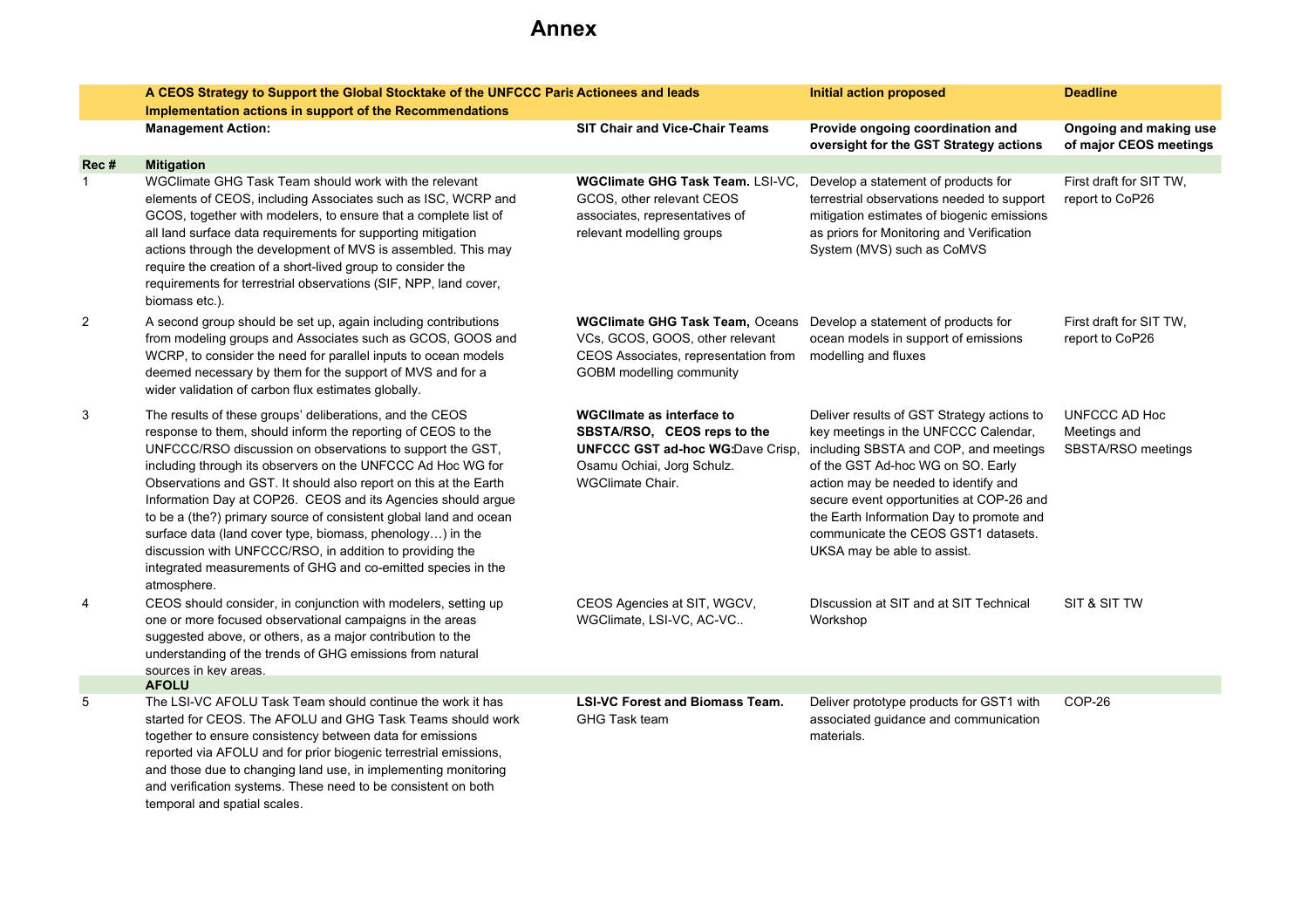# Annex

| | A CEOS Strategy to Support the Global Stocktake of the UNFCCC Paris Implementation actions in support of the Recommendations | Actionees and leads | Initial action proposed | Deadline |
|---|---|---|---|---|
| | **Management Action:** | **SIT Chair and Vice-Chair Teams** | **Provide ongoing coordination and oversight for the GST Strategy actions** | **Ongoing and making use of major CEOS meetings** |
| **Rec #** | **Mitigation** | | | |
| 1 | WGClimate GHG Task Team should work with the relevant elements of CEOS, including Associates such as ISC, WCRP and GCOS, together with modelers, to ensure that a complete list of all land surface data requirements for supporting mitigation actions through the development of MVS is assembled. This may require the creation of a short-lived group to consider the requirements for terrestrial observations (SIF, NPP, land cover, biomass etc.). | **WGClimate GHG Task Team.** LSI-VC, GCOS, other relevant CEOS associates, representatives of relevant modelling groups | Develop a statement of products for terrestrial observations needed to support mitigation estimates of biogenic emissions as priors for Monitoring and Verification System (MVS) such as CoMVS | First draft for SIT TW, report to CoP26 |
| 2 | A second group should be set up, again including contributions from modeling groups and Associates such as GCOS, GOOS and WCRP, to consider the need for parallel inputs to ocean models deemed necessary by them for the support of MVS and for a wider validation of carbon flux estimates globally. | **WGClimate GHG Task Team,** Oceans VCs, GCOS, GOOS, other relevant CEOS Associates, representation from GOBM modelling community | Develop a statement of products for ocean models in support of emissions modelling and fluxes | First draft for SIT TW, report to CoP26 |
| 3 | The results of these groups' deliberations, and the CEOS response to them, should inform the reporting of CEOS to the UNFCCC/RSO discussion on observations to support the GST, including through its observers on the UNFCCC Ad Hoc WG for Observations and GST. It should also report on this at the Earth Information Day at COP26. CEOS and its Agencies should argue to be a (the?) primary source of consistent global land and ocean surface data (land cover type, biomass, phenology…) in the discussion with UNFCCC/RSO, in addition to providing the integrated measurements of GHG and co-emitted species in the atmosphere. | **WGClImate as interface to SBSTA/RSO, CEOS reps to the UNFCCC GST ad-hoc WG:** Dave Crisp, Osamu Ochiai, Jorg Schulz. WGClimate Chair. | Deliver results of GST Strategy actions to key meetings in the UNFCCC Calendar, including SBSTA and COP, and meetings of the GST Ad-hoc WG on SO. Early action may be needed to identify and secure event opportunities at COP-26 and the Earth Information Day to promote and communicate the CEOS GST1 datasets. UKSA may be able to assist. | UNFCCC AD Hoc Meetings and SBSTA/RSO meetings |
| 4 | CEOS should consider, in conjunction with modelers, setting up one or more focused observational campaigns in the areas suggested above, or others, as a major contribution to the understanding of the trends of GHG emissions from natural sources in key areas. | CEOS Agencies at SIT, WGCV, WGClimate, LSI-VC, AC-VC.. | DIscussion at SIT and at SIT Technical Workshop | SIT & SIT TW |
| | **AFOLU** | | | |
| 5 | The LSI-VC AFOLU Task Team should continue the work it has started for CEOS. The AFOLU and GHG Task Teams should work together to ensure consistency between data for emissions reported via AFOLU and for prior biogenic terrestrial emissions, and those due to changing land use, in implementing monitoring and verification systems. These need to be consistent on both temporal and spatial scales. | **LSI-VC Forest and Biomass Team.** GHG Task team | Deliver prototype products for GST1 with associated guidance and communication materials. | COP-26 |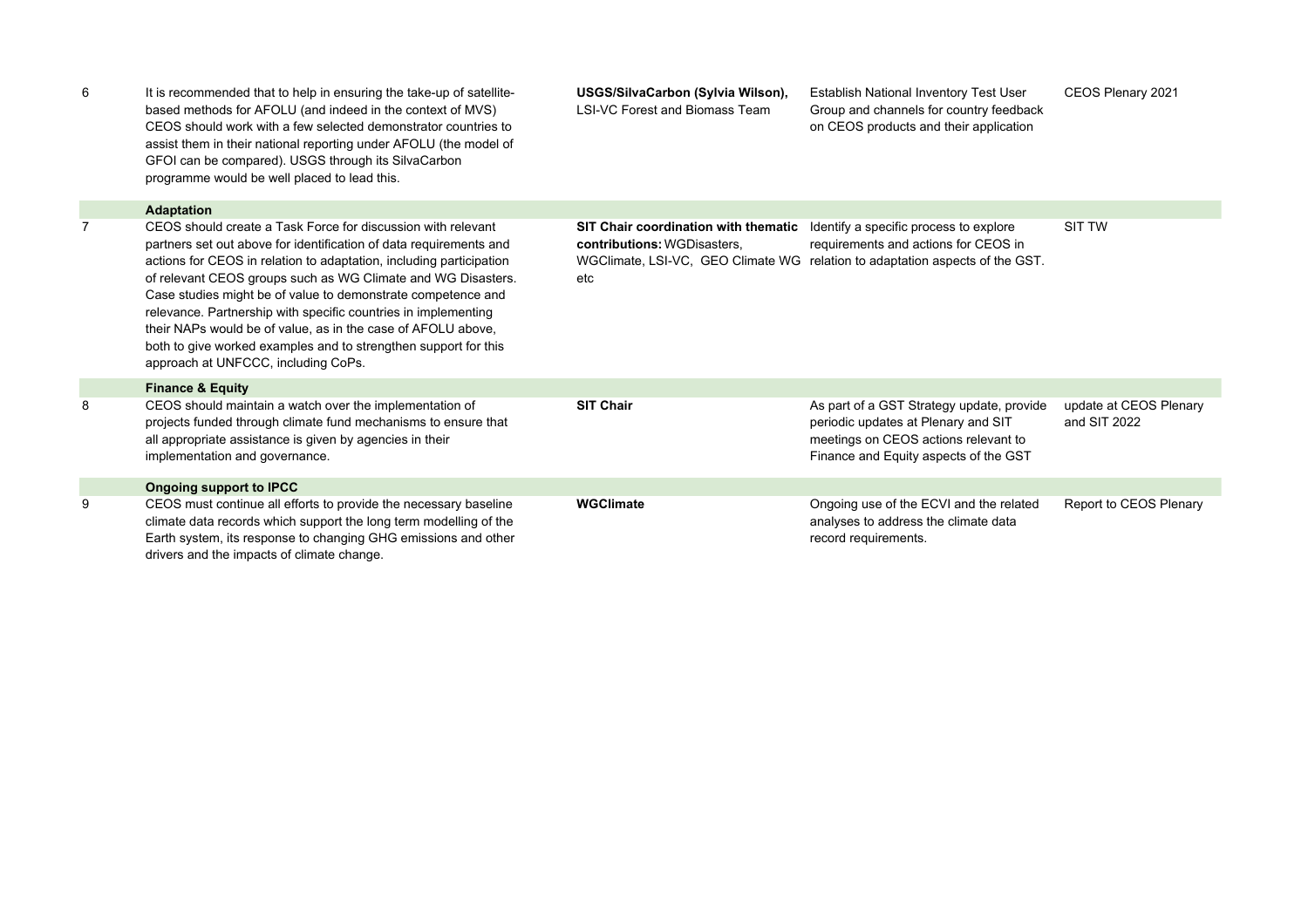| | | | | |
|---|---|---|---|---|
| 6 | It is recommended that to help in ensuring the take-up of satellite-based methods for AFOLU (and indeed in the context of MVS) CEOS should work with a few selected demonstrator countries to assist them in their national reporting under AFOLU (the model of GFOI can be compared). USGS through its SilvaCarbon programme would be well placed to lead this. | **USGS/SilvaCarbon (Sylvia Wilson),** LSI-VC Forest and Biomass Team | Establish National Inventory Test User Group and channels for country feedback on CEOS products and their application | CEOS Plenary 2021 |
| | **Adaptation** | | | |
| 7 | CEOS should create a Task Force for discussion with relevant partners set out above for identification of data requirements and actions for CEOS in relation to adaptation, including participation of relevant CEOS groups such as WG Climate and WG Disasters. Case studies might be of value to demonstrate competence and relevance. Partnership with specific countries in implementing their NAPs would be of value, as in the case of AFOLU above, both to give worked examples and to strengthen support for this approach at UNFCCC, including CoPs. | **SIT Chair coordination with thematic contributions:** WGDisasters, WGClimate, LSI-VC, GEO Climate WG etc | Identify a specific process to explore requirements and actions for CEOS in relation to adaptation aspects of the GST. | SIT TW |
| | **Finance & Equity** | | | |
| 8 | CEOS should maintain a watch over the implementation of projects funded through climate fund mechanisms to ensure that all appropriate assistance is given by agencies in their implementation and governance. | **SIT Chair** | As part of a GST Strategy update, provide periodic updates at Plenary and SIT meetings on CEOS actions relevant to Finance and Equity aspects of the GST | update at CEOS Plenary and SIT 2022 |
| | **Ongoing support to IPCC** | | | |
| 9 | CEOS must continue all efforts to provide the necessary baseline climate data records which support the long term modelling of the Earth system, its response to changing GHG emissions and other drivers and the impacts of climate change. | **WGClimate** | Ongoing use of the ECVI and the related analyses to address the climate data record requirements. | Report to CEOS Plenary |